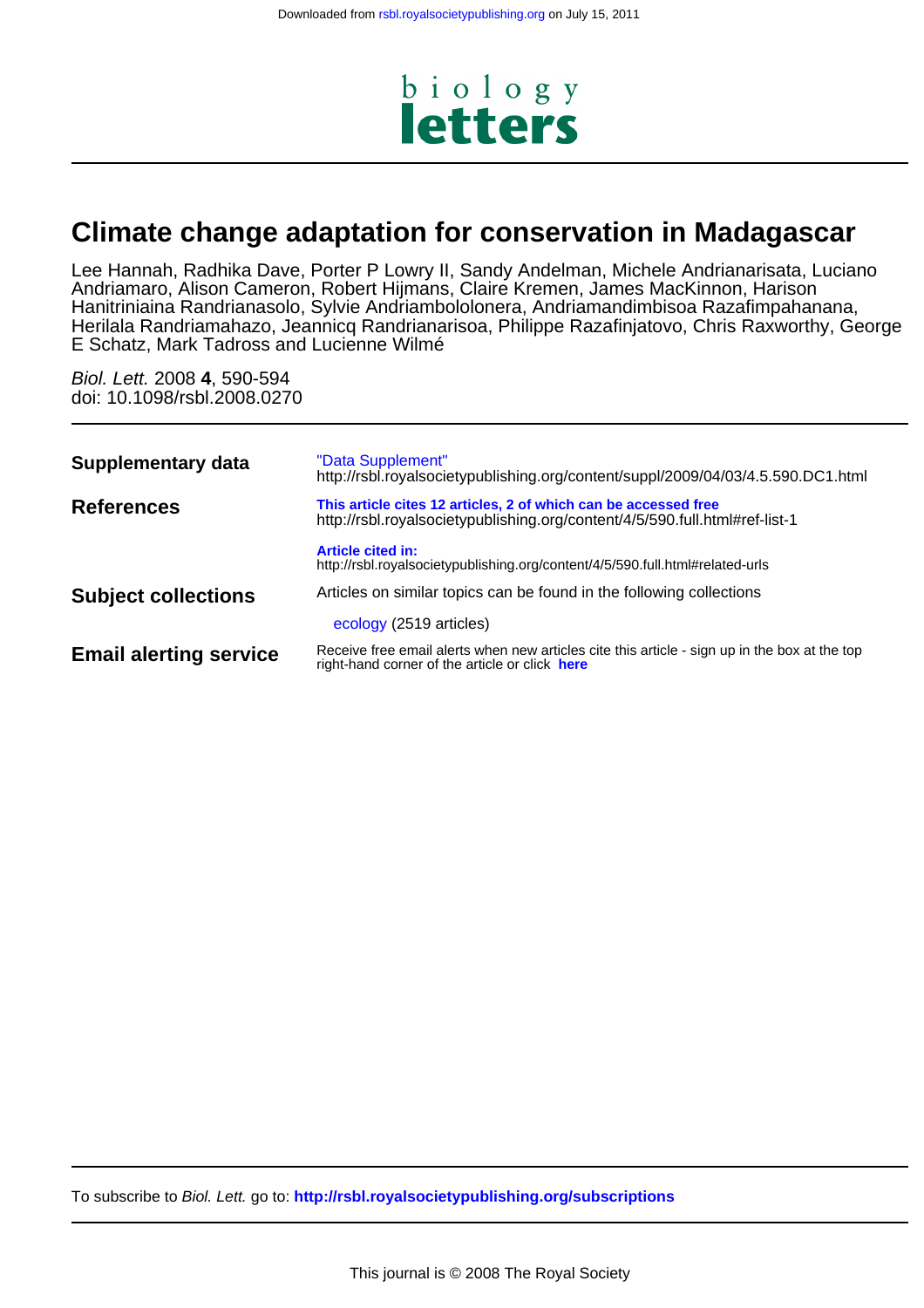# Climate change adaptation for conservation in Madagascar

Lee Hannah, Radhika Dave, Porter P Lowry II, Sandy Andelman, Michele Andrianarisata, Luciano Andriamaro, Alison Cameron, Robert Hijmans, Claire Kremen, James MacKinnon, Harison Hanitriniaina Randrianasolo, Sylvie Andriambololonera, Andriamandimbisoa Razafimpahanana, Herilala Randriamahazo, Jeannicq Randrianarisoa, Philippe Razafinjatovo, Chris Raxworthy, George E Schatz, Mark Tadross and Lucienne Wilmé

*Biol. Lett.* 2008 **4**, 590-594
doi: 10.1098/rsbl.2008.0270

**Supplementary data**

"Data Supplement"
http://rsbl.royalsocietypublishing.org/content/suppl/2009/04/03/4.5.590.DC1.html

**References**

**This article cites 12 articles, 2 of which can be accessed free**
http://rsbl.royalsocietypublishing.org/content/4/5/590.full.html#ref-list-1

**Article cited in:**
http://rsbl.royalsocietypublishing.org/content/4/5/590.full.html#related-urls

**Subject collections**

Articles on similar topics can be found in the following collections

ecology (2519 articles)

**Email alerting service**

Receive free email alerts when new articles cite this article - sign up in the box at the top right-hand corner of the article or click **here**

To subscribe to *Biol. Lett.* go to: **http://rsbl.royalsocietypublishing.org/subscriptions**

This journal is © 2008 The Royal Society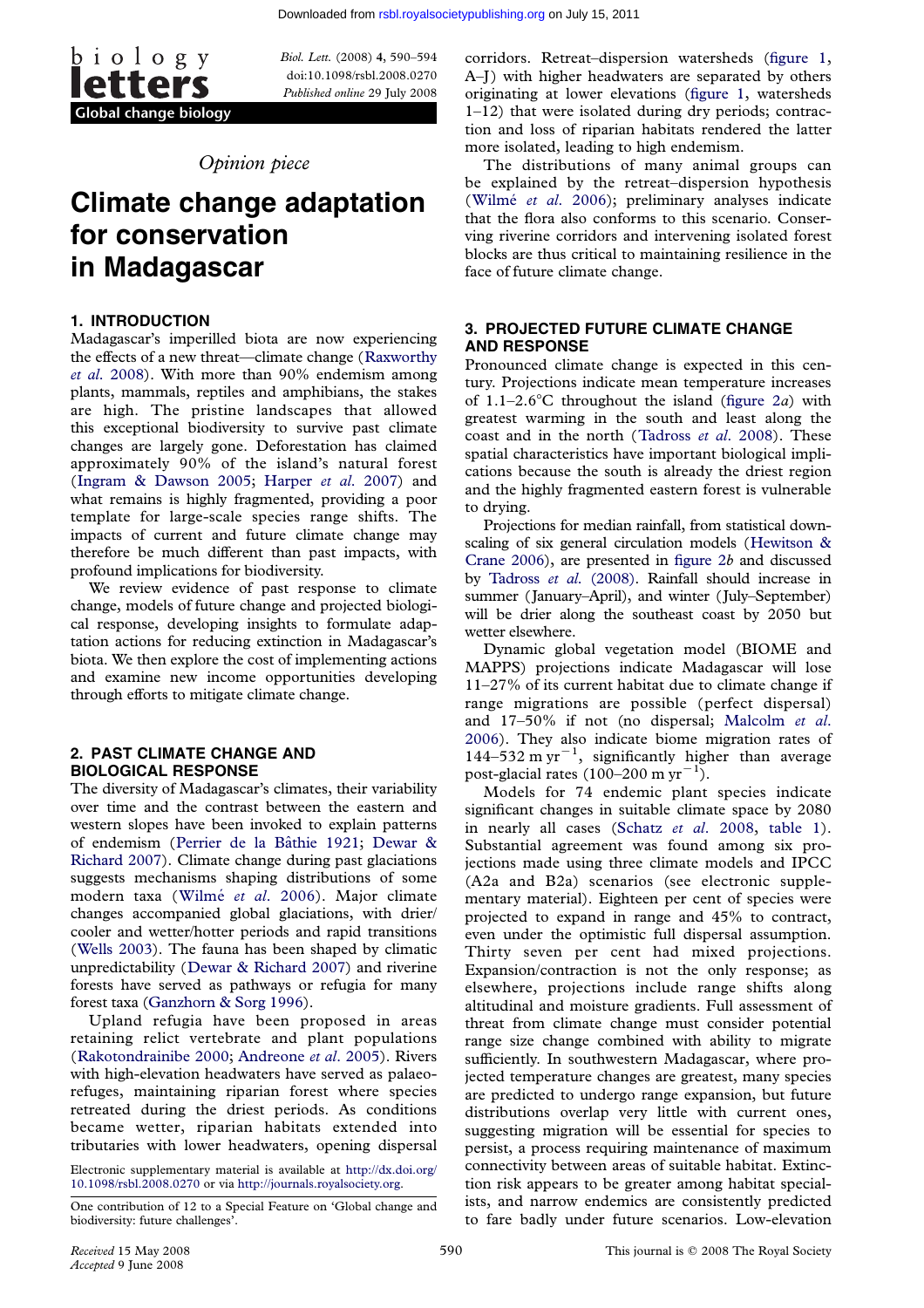*Opinion piece*

# Climate change adaptation for conservation in Madagascar

## 1. INTRODUCTION

Madagascar's imperilled biota are now experiencing the effects of a new threat—climate change (Raxworthy *et al.* 2008). With more than 90% endemism among plants, mammals, reptiles and amphibians, the stakes are high. The pristine landscapes that allowed this exceptional biodiversity to survive past climate changes are largely gone. Deforestation has claimed approximately 90% of the island's natural forest (Ingram & Dawson 2005; Harper *et al.* 2007) and what remains is highly fragmented, providing a poor template for large-scale species range shifts. The impacts of current and future climate change may therefore be much different than past impacts, with profound implications for biodiversity.

We review evidence of past response to climate change, models of future change and projected biological response, developing insights to formulate adaptation actions for reducing extinction in Madagascar's biota. We then explore the cost of implementing actions and examine new income opportunities developing through efforts to mitigate climate change.

## 2. PAST CLIMATE CHANGE AND BIOLOGICAL RESPONSE

The diversity of Madagascar's climates, their variability over time and the contrast between the eastern and western slopes have been invoked to explain patterns of endemism (Perrier de la Bâthie 1921; Dewar & Richard 2007). Climate change during past glaciations suggests mechanisms shaping distributions of some modern taxa (Wilmé *et al.* 2006). Major climate changes accompanied global glaciations, with drier/cooler and wetter/hotter periods and rapid transitions (Wells 2003). The fauna has been shaped by climatic unpredictability (Dewar & Richard 2007) and riverine forests have served as pathways or refugia for many forest taxa (Ganzhorn & Sorg 1996).

Upland refugia have been proposed in areas retaining relict vertebrate and plant populations (Rakotondrainibe 2000; Andreone *et al.* 2005). Rivers with high-elevation headwaters have served as palaeorefuges, maintaining riparian forest where species retreated during the driest periods. As conditions became wetter, riparian habitats extended into tributaries with lower headwaters, opening dispersal corridors. Retreat–dispersion watersheds (figure 1, A–J) with higher headwaters are separated by others originating at lower elevations (figure 1, watersheds 1–12) that were isolated during dry periods; contraction and loss of riparian habitats rendered the latter more isolated, leading to high endemism.

The distributions of many animal groups can be explained by the retreat–dispersion hypothesis (Wilmé *et al.* 2006); preliminary analyses indicate that the flora also conforms to this scenario. Conserving riverine corridors and intervening isolated forest blocks are thus critical to maintaining resilience in the face of future climate change.

## 3. PROJECTED FUTURE CLIMATE CHANGE AND RESPONSE

Pronounced climate change is expected in this century. Projections indicate mean temperature increases of 1.1–2.6°C throughout the island (figure 2*a*) with greatest warming in the south and least along the coast and in the north (Tadross *et al.* 2008). These spatial characteristics have important biological implications because the south is already the driest region and the highly fragmented eastern forest is vulnerable to drying.

Projections for median rainfall, from statistical downscaling of six general circulation models (Hewitson & Crane 2006), are presented in figure 2*b* and discussed by Tadross *et al.* (2008). Rainfall should increase in summer (January–April), and winter (July–September) will be drier along the southeast coast by 2050 but wetter elsewhere.

Dynamic global vegetation model (BIOME and MAPPS) projections indicate Madagascar will lose 11–27% of its current habitat due to climate change if range migrations are possible (perfect dispersal) and 17–50% if not (no dispersal; Malcolm *et al.* 2006). They also indicate biome migration rates of 144–532 m $\text{yr}^{-1}$, significantly higher than average post-glacial rates (100–200 m $\text{yr}^{-1}$).

Models for 74 endemic plant species indicate significant changes in suitable climate space by 2080 in nearly all cases (Schatz *et al.* 2008, table 1). Substantial agreement was found among six projections made using three climate models and IPCC (A2a and B2a) scenarios (see electronic supplementary material). Eighteen per cent of species were projected to expand in range and 45% to contract, even under the optimistic full dispersal assumption. Thirty seven per cent had mixed projections. Expansion/contraction is not the only response; as elsewhere, projections include range shifts along altitudinal and moisture gradients. Full assessment of threat from climate change must consider potential range size change combined with ability to migrate sufficiently. In southwestern Madagascar, where projected temperature changes are greatest, many species are predicted to undergo range expansion, but future distributions overlap very little with current ones, suggesting migration will be essential for species to persist, a process requiring maintenance of maximum connectivity between areas of suitable habitat. Extinction risk appears to be greater among habitat specialists, and narrow endemics are consistently predicted to fare badly under future scenarios. Low-elevation

Electronic supplementary material is available at http://dx.doi.org/10.1098/rsbl.2008.0270 or via http://journals.royalsociety.org.

One contribution of 12 to a Special Feature on 'Global change and biodiversity: future challenges'.

*Received* 15 May 2008
*Accepted* 9 June 2008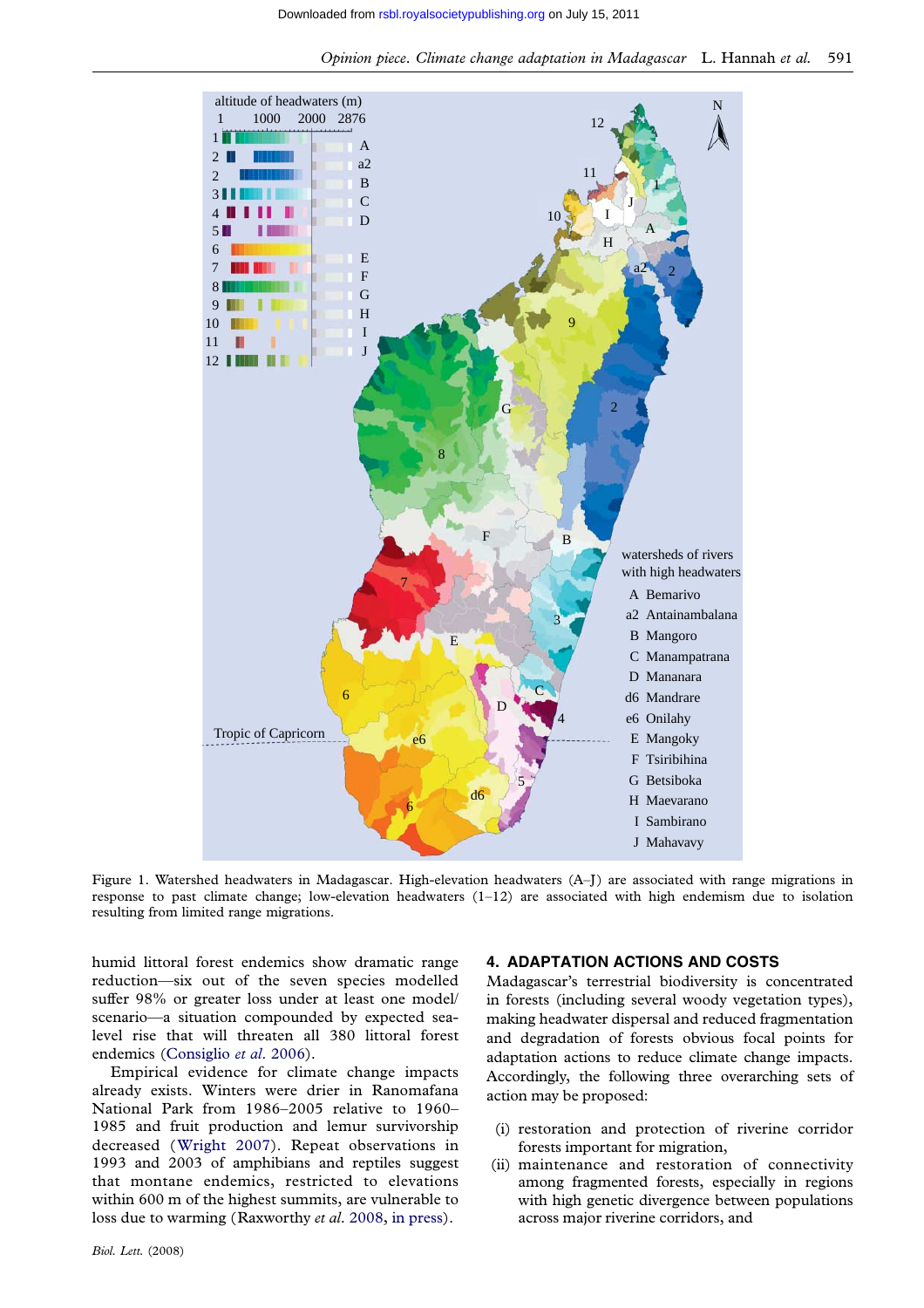Figure 1. Watershed headwaters in Madagascar. High-elevation headwaters (A–J) are associated with range migrations in response to past climate change; low-elevation headwaters (1–12) are associated with high endemism due to isolation resulting from limited range migrations.

humid littoral forest endemics show dramatic range reduction—six out of the seven species modelled suffer 98% or greater loss under at least one model/scenario—a situation compounded by expected sea-level rise that will threaten all 380 littoral forest endemics (Consiglio *et al.* 2006).

Empirical evidence for climate change impacts already exists. Winters were drier in Ranomafana National Park from 1986–2005 relative to 1960–1985 and fruit production and lemur survivorship decreased (Wright 2007). Repeat observations in 1993 and 2003 of amphibians and reptiles suggest that montane endemics, restricted to elevations within 600 m of the highest summits, are vulnerable to loss due to warming (Raxworthy *et al.* 2008, in press).

## 4. ADAPTATION ACTIONS AND COSTS

Madagascar's terrestrial biodiversity is concentrated in forests (including several woody vegetation types), making headwater dispersal and reduced fragmentation and degradation of forests obvious focal points for adaptation actions to reduce climate change impacts. Accordingly, the following three overarching sets of action may be proposed:

(i) restoration and protection of riverine corridor forests important for migration,
(ii) maintenance and restoration of connectivity among fragmented forests, especially in regions with high genetic divergence between populations across major riverine corridors, and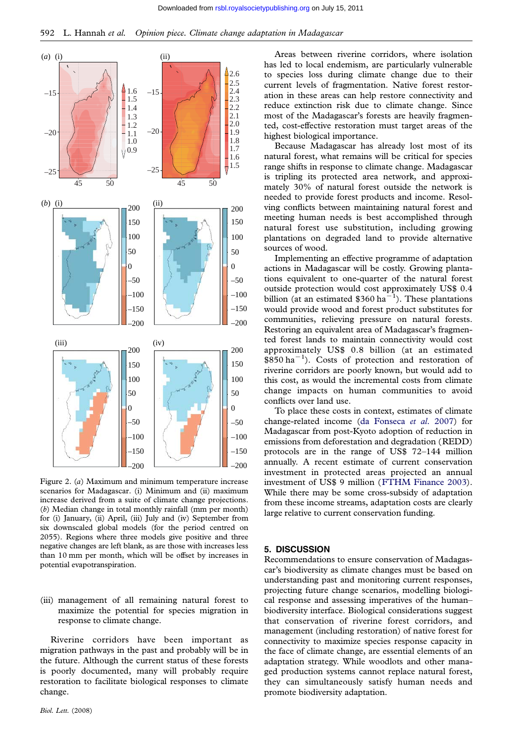Figure 2. (*a*) Maximum and minimum temperature increase scenarios for Madagascar. (i) Minimum and (ii) maximum increase derived from a suite of climate change projections. (*b*) Median change in total monthly rainfall (mm per month) for (i) January, (ii) April, (iii) July and (iv) September from six downscaled global models (for the period centred on 2055). Regions where three models give positive and three negative changes are left blank, as are those with increases less than 10 mm per month, which will be offset by increases in potential evapotranspiration.

(iii) management of all remaining natural forest to maximize the potential for species migration in response to climate change.

Riverine corridors have been important as migration pathways in the past and probably will be in the future. Although the current status of these forests is poorly documented, many will probably require restoration to facilitate biological responses to climate change.

Areas between riverine corridors, where isolation has led to local endemism, are particularly vulnerable to species loss during climate change due to their current levels of fragmentation. Native forest restoration in these areas can help restore connectivity and reduce extinction risk due to climate change. Since most of the Madagascar's forests are heavily fragmented, cost-effective restoration must target areas of the highest biological importance.

Because Madagascar has already lost most of its natural forest, what remains will be critical for species range shifts in response to climate change. Madagascar is tripling its protected area network, and approximately 30% of natural forest outside the network is needed to provide forest products and income. Resolving conflicts between maintaining natural forest and meeting human needs is best accomplished through natural forest use substitution, including growing plantations on degraded land to provide alternative sources of wood.

Implementing an effective programme of adaptation actions in Madagascar will be costly. Growing plantations equivalent to one-quarter of the natural forest outside protection would cost approximately US$ 0.4 billion (at an estimated \$360 $\text{ha}^{-1}$). These plantations would provide wood and forest product substitutes for communities, relieving pressure on natural forests. Restoring an equivalent area of Madagascar's fragmented forest lands to maintain connectivity would cost approximately US$ 0.8 billion (at an estimated \$850 $\text{ha}^{-1}$). Costs of protection and restoration of riverine corridors are poorly known, but would add to this cost, as would the incremental costs from climate change impacts on human communities to avoid conflicts over land use.

To place these costs in context, estimates of climate change-related income (da Fonseca *et al.* 2007) for Madagascar from post-Kyoto adoption of reduction in emissions from deforestation and degradation (REDD) protocols are in the range of US$ 72–144 million annually. A recent estimate of current conservation investment in protected areas projected an annual investment of US$ 9 million (FTHM Finance 2003). While there may be some cross-subsidy of adaptation from these income streams, adaptation costs are clearly large relative to current conservation funding.

## 5. DISCUSSION

Recommendations to ensure conservation of Madagascar's biodiversity as climate changes must be based on understanding past and monitoring current responses, projecting future change scenarios, modelling biological response and assessing imperatives of the human–biodiversity interface. Biological considerations suggest that conservation of riverine forest corridors, and management (including restoration) of native forest for connectivity to maximize species response capacity in the face of climate change, are essential elements of an adaptation strategy. While woodlots and other managed production systems cannot replace natural forest, they can simultaneously satisfy human needs and promote biodiversity adaptation.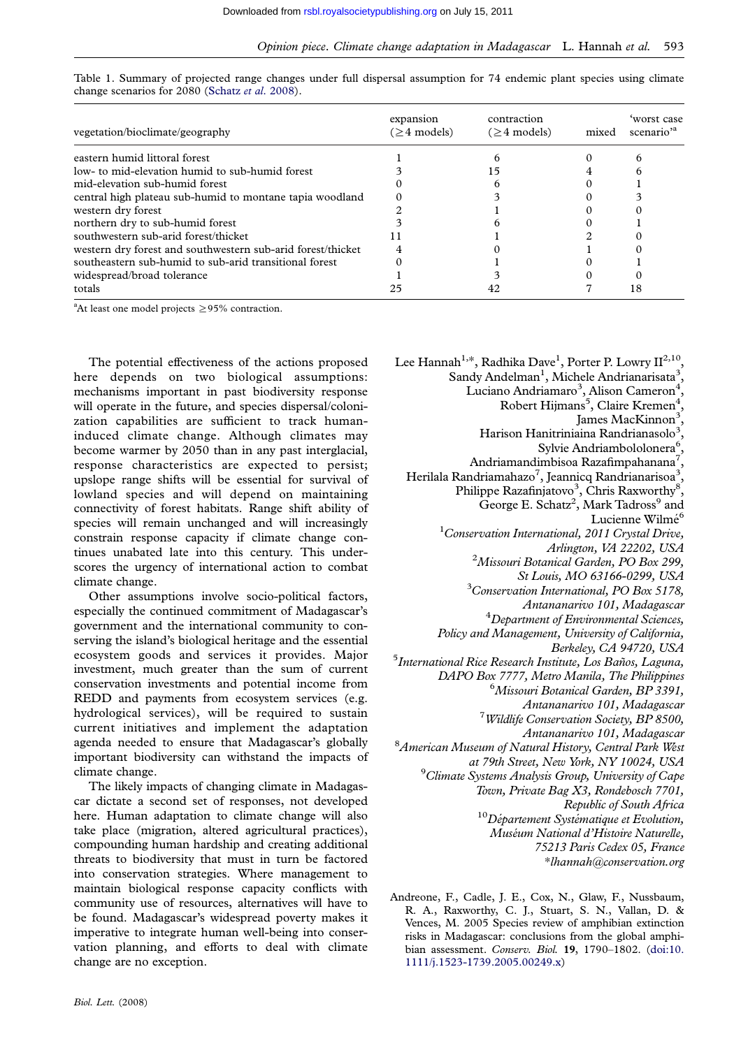Table 1. Summary of projected range changes under full dispersal assumption for 74 endemic plant species using climate change scenarios for 2080 (Schatz *et al.* 2008).

| vegetation/bioclimate/geography | expansion (≥4 models) | contraction (≥4 models) | mixed | 'worst case scenario'[a] |
|---|---|---|---|---|
| eastern humid littoral forest | 1 | 6 | 0 | 6 |
| low- to mid-elevation humid to sub-humid forest | 3 | 15 | 4 | 6 |
| mid-elevation sub-humid forest | 0 | 6 | 0 | 1 |
| central high plateau sub-humid to montane tapia woodland | 0 | 3 | 0 | 3 |
| western dry forest | 2 | 1 | 0 | 0 |
| northern dry to sub-humid forest | 3 | 6 | 0 | 1 |
| southwestern sub-arid forest/thicket | 11 | 1 | 2 | 0 |
| western dry forest and southwestern sub-arid forest/thicket | 4 | 0 | 1 | 0 |
| southeastern sub-humid to sub-arid transitional forest | 0 | 1 | 0 | 1 |
| widespread/broad tolerance | 1 | 3 | 0 | 0 |
| totals | 25 | 42 | 7 | 18 |

[a]At least one model projects ≥95% contraction.

The potential effectiveness of the actions proposed here depends on two biological assumptions: mechanisms important in past biodiversity response will operate in the future, and species dispersal/colonization capabilities are sufficient to track human-induced climate change. Although climates may become warmer by 2050 than in any past interglacial, response characteristics are expected to persist; upslope range shifts will be essential for survival of lowland species and will depend on maintaining connectivity of forest habitats. Range shift ability of species will remain unchanged and will increasingly constrain response capacity if climate change continues unabated late into this century. This underscores the urgency of international action to combat climate change.

Other assumptions involve socio-political factors, especially the continued commitment of Madagascar's government and the international community to conserving the island's biological heritage and the essential ecosystem goods and services it provides. Major investment, much greater than the sum of current conservation investments and potential income from REDD and payments from ecosystem services (e.g. hydrological services), will be required to sustain current initiatives and implement the adaptation agenda needed to ensure that Madagascar's globally important biodiversity can withstand the impacts of climate change.

The likely impacts of changing climate in Madagascar dictate a second set of responses, not developed here. Human adaptation to climate change will also take place (migration, altered agricultural practices), compounding human hardship and creating additional threats to biodiversity that must in turn be factored into conservation strategies. Where management to maintain biological response capacity conflicts with community use of resources, alternatives will have to be found. Madagascar's widespread poverty makes it imperative to integrate human well-being into conservation planning, and efforts to deal with climate change are no exception.

Lee Hannah[1,*], Radhika Dave[1], Porter P. Lowry II[2,10], Sandy Andelman[1], Michele Andrianarisata[3], Luciano Andriamaro[3], Alison Cameron[4], Robert Hijmans[5], Claire Kremen[4], James MacKinnon[3], Harison Hanitriniaina Randrianasolo[3], Sylvie Andriambololonera[6], Andriamandimbisoa Razafimpahanana[7], Herilala Randriamahazo[7], Jeannicq Randrianarisoa[3], Philippe Razafinjatovo[3], Chris Raxworthy[8], George E. Schatz[2], Mark Tadross[9] and Lucienne Wilmé[6]

[1]*Conservation International, 2011 Crystal Drive, Arlington, VA 22202, USA*
[2]*Missouri Botanical Garden, PO Box 299, St Louis, MO 63166-0299, USA*
[3]*Conservation International, PO Box 5178, Antananarivo 101, Madagascar*
[4]*Department of Environmental Sciences, Policy and Management, University of California, Berkeley, CA 94720, USA*
[5]*International Rice Research Institute, Los Baños, Laguna, DAPO Box 7777, Metro Manila, The Philippines*
[6]*Missouri Botanical Garden, BP 3391, Antananarivo 101, Madagascar*
[7]*Wildlife Conservation Society, BP 8500, Antananarivo 101, Madagascar*
[8]*American Museum of Natural History, Central Park West at 79th Street, New York, NY 10024, USA*
[9]*Climate Systems Analysis Group, University of Cape Town, Private Bag X3, Rondebosch 7701, Republic of South Africa*
[10]*Département Systématique et Evolution, Muséum National d'Histoire Naturelle, 75213 Paris Cedex 05, France*
*\*lhannah@conservation.org*

Andreone, F., Cadle, J. E., Cox, N., Glaw, F., Nussbaum, R. A., Raxworthy, C. J., Stuart, S. N., Vallan, D. & Vences, M. 2005 Species review of amphibian extinction risks in Madagascar: conclusions from the global amphibian assessment. *Conserv. Biol.* **19**, 1790–1802. (doi:10.1111/j.1523-1739.2005.00249.x)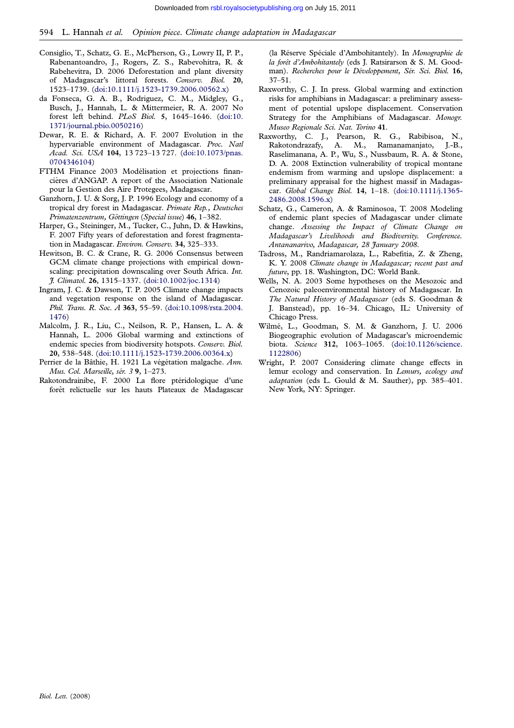Consiglio, T., Schatz, G. E., McPherson, G., Lowry II, P. P., Rabenantoandro, J., Rogers, Z. S., Rabevohitra, R. & Rabehevitra, D. 2006 Deforestation and plant diversity of Madagascar's littoral forests. *Conserv. Biol.* **20**, 1523–1739. (doi:10.1111/j.1523-1739.2006.00562.x)

da Fonseca, G. A. B., Rodriguez, C. M., Midgley, G., Busch, J., Hannah, L. & Mittermeier, R. A. 2007 No forest left behind. *PLoS Biol.* **5**, 1645–1646. (doi:10.1371/journal.pbio.0050216)

Dewar, R. E. & Richard, A. F. 2007 Evolution in the hypervariable environment of Madagascar. *Proc. Natl Acad. Sci. USA* **104**, 13 723–13 727. (doi:10.1073/pnas.0704346104)

FTHM Finance 2003 Modélisation et projections financières d'ANGAP. A report of the Association Nationale pour la Gestion des Aire Protegees, Madagascar.

Ganzhorn, J. U. & Sorg, J. P. 1996 Ecology and economy of a tropical dry forest in Madagascar. *Primate Rep., Deutsches Primatenzentrum, Göttingen* (*Special issue*) **46**, 1–382.

Harper, G., Steininger, M., Tucker, C., Juhn, D. & Hawkins, F. 2007 Fifty years of deforestation and forest fragmentation in Madagascar. *Environ. Conserv.* **34**, 325–333.

Hewitson, B. C. & Crane, R. G. 2006 Consensus between GCM climate change projections with empirical downscaling: precipitation downscaling over South Africa. *Int. J. Climatol.* **26**, 1315–1337. (doi:10.1002/joc.1314)

Ingram, J. C. & Dawson, T. P. 2005 Climate change impacts and vegetation response on the island of Madagascar. *Phil. Trans. R. Soc. A* **363**, 55–59. (doi:10.1098/rsta.2004.1476)

Malcolm, J. R., Liu, C., Neilson, R. P., Hansen, L. A. & Hannah, L. 2006 Global warming and extinctions of endemic species from biodiversity hotspots. *Conserv. Biol.* **20**, 538–548. (doi:10.1111/j.1523-1739.2006.00364.x)

Perrier de la Bâthie, H. 1921 La végétation malgache. *Ann. Mus. Col. Marseille, sér. 3* **9**, 1–273.

Rakotondrainibe, F. 2000 La flore ptéridologique d'une forêt relictuelle sur les hauts Plateaux de Madagascar (la Réserve Spéciale d'Ambohitantely). In *Monographie de la forêt d'Ambohitantely* (eds J. Ratsirarson & S. M. Goodman). *Recherches pour le Développement, Sér. Sci. Biol.* **16**, 37–51.

Raxworthy, C. J. In press. Global warming and extinction risks for amphibians in Madagascar: a preliminary assessment of potential upslope displacement. Conservation Strategy for the Amphibians of Madagascar. *Monogr. Museo Regionale Sci. Nat. Torino* **41**.

Raxworthy, C. J., Pearson, R. G., Rabibisoa, N., Rakotondrazafy, A. M., Ramanamanjato, J.-B., Raselimanana, A. P., Wu, S., Nussbaum, R. A. & Stone, D. A. 2008 Extinction vulnerability of tropical montane endemism from warming and upslope displacement: a preliminary appraisal for the highest massif in Madagascar. *Global Change Biol.* **14**, 1–18. (doi:10.1111/j.1365-2486.2008.1596.x)

Schatz, G., Cameron, A. & Raminosoa, T. 2008 Modeling of endemic plant species of Madagascar under climate change. *Assessing the Impact of Climate Change on Madagascar's Livelihoods and Biodiversity. Conference. Antananarivo, Madagascar, 28 January 2008.*

Tadross, M., Randriamarolaza, L., Rabefitia, Z. & Zheng, K. Y. 2008 *Climate change in Madagascar; recent past and future*, pp. 18. Washington, DC: World Bank.

Wells, N. A. 2003 Some hypotheses on the Mesozoic and Cenozoic paleoenvironmental history of Madagascar. In *The Natural History of Madagascar* (eds S. Goodman & J. Banstead), pp. 16–34. Chicago, IL: University of Chicago Press.

Wilmé, L., Goodman, S. M. & Ganzhorn, J. U. 2006 Biogeographic evolution of Madagascar's microendemic biota. *Science* **312**, 1063–1065. (doi:10.1126/science.1122806)

Wright, P. 2007 Considering climate change effects in lemur ecology and conservation. In *Lemurs, ecology and adaptation* (eds L. Gould & M. Sauther), pp. 385–401. New York, NY: Springer.